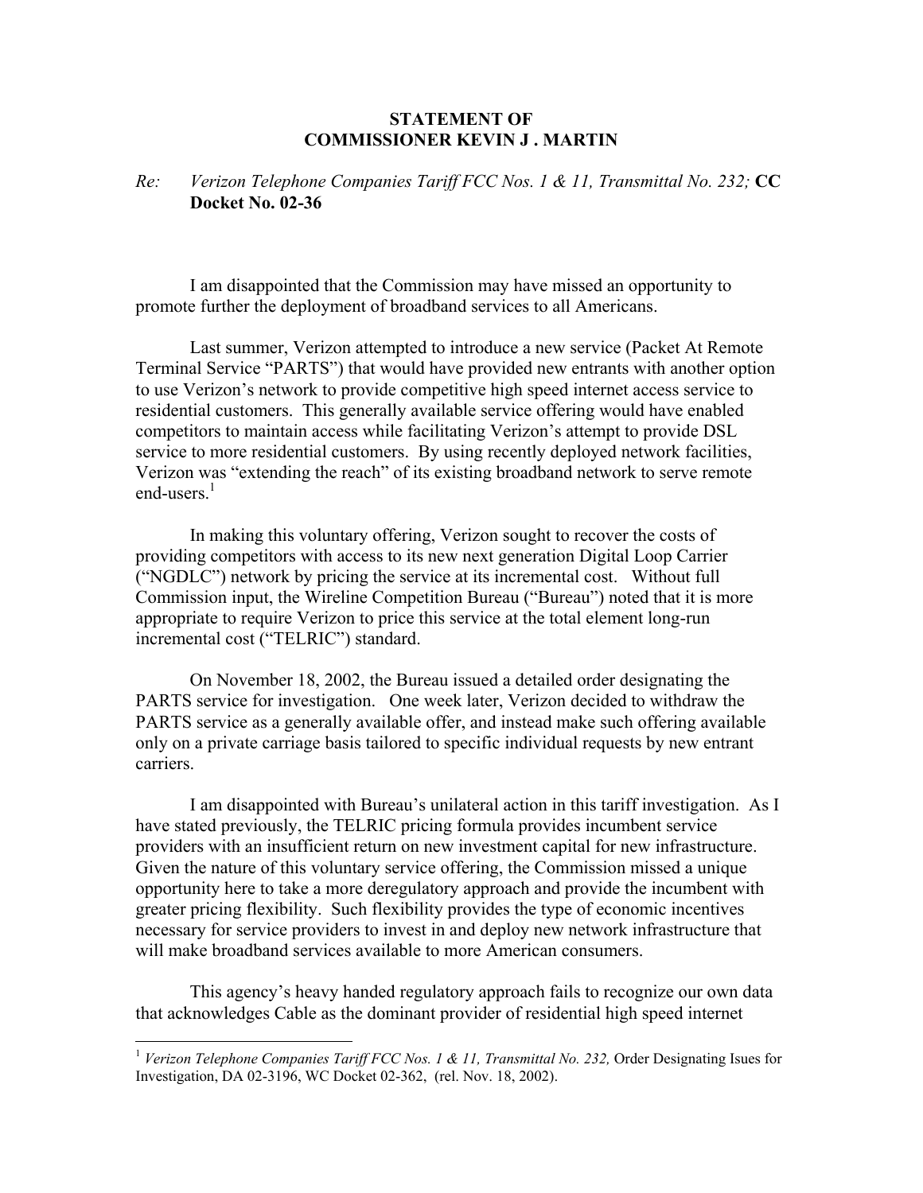# STATEMENT OF
# COMMISSIONER KEVIN J . MARTIN

*Re: Verizon Telephone Companies Tariff FCC Nos. 1 & 11, Transmittal No. 232;* **CC Docket No. 02-36**

I am disappointed that the Commission may have missed an opportunity to promote further the deployment of broadband services to all Americans.

Last summer, Verizon attempted to introduce a new service (Packet At Remote Terminal Service "PARTS") that would have provided new entrants with another option to use Verizon's network to provide competitive high speed internet access service to residential customers. This generally available service offering would have enabled competitors to maintain access while facilitating Verizon's attempt to provide DSL service to more residential customers. By using recently deployed network facilities, Verizon was "extending the reach" of its existing broadband network to serve remote end-users.[1]

In making this voluntary offering, Verizon sought to recover the costs of providing competitors with access to its new next generation Digital Loop Carrier ("NGDLC") network by pricing the service at its incremental cost. Without full Commission input, the Wireline Competition Bureau ("Bureau") noted that it is more appropriate to require Verizon to price this service at the total element long-run incremental cost ("TELRIC") standard.

On November 18, 2002, the Bureau issued a detailed order designating the PARTS service for investigation. One week later, Verizon decided to withdraw the PARTS service as a generally available offer, and instead make such offering available only on a private carriage basis tailored to specific individual requests by new entrant carriers.

I am disappointed with Bureau's unilateral action in this tariff investigation. As I have stated previously, the TELRIC pricing formula provides incumbent service providers with an insufficient return on new investment capital for new infrastructure. Given the nature of this voluntary service offering, the Commission missed a unique opportunity here to take a more deregulatory approach and provide the incumbent with greater pricing flexibility. Such flexibility provides the type of economic incentives necessary for service providers to invest in and deploy new network infrastructure that will make broadband services available to more American consumers.

This agency's heavy handed regulatory approach fails to recognize our own data that acknowledges Cable as the dominant provider of residential high speed internet

[1] *Verizon Telephone Companies Tariff FCC Nos. 1 & 11, Transmittal No. 232,* Order Designating Isues for Investigation, DA 02-3196, WC Docket 02-362, (rel. Nov. 18, 2002).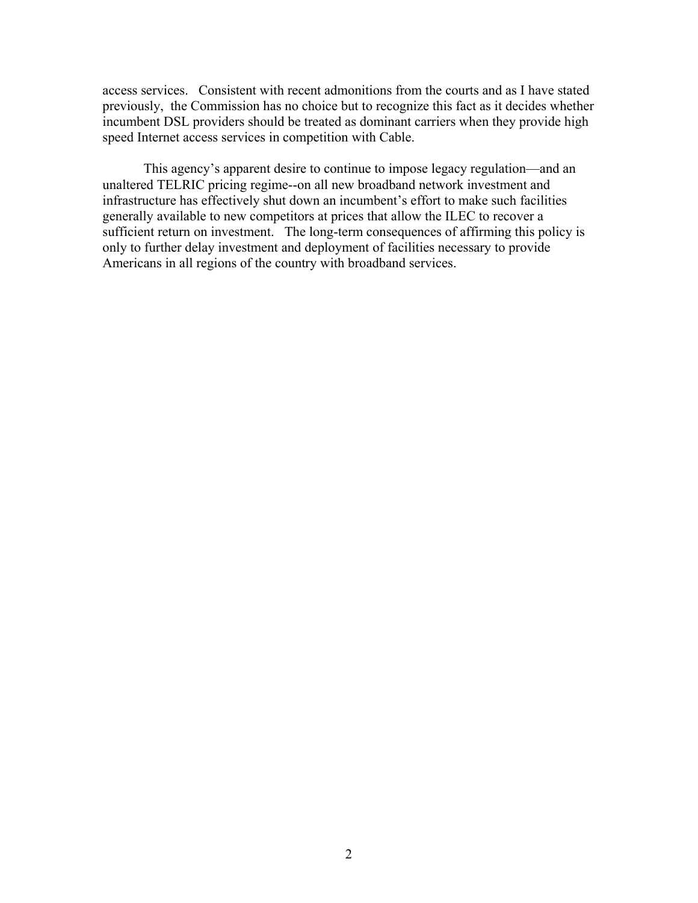access services. Consistent with recent admonitions from the courts and as I have stated previously, the Commission has no choice but to recognize this fact as it decides whether incumbent DSL providers should be treated as dominant carriers when they provide high speed Internet access services in competition with Cable.

This agency's apparent desire to continue to impose legacy regulation—and an unaltered TELRIC pricing regime--on all new broadband network investment and infrastructure has effectively shut down an incumbent's effort to make such facilities generally available to new competitors at prices that allow the ILEC to recover a sufficient return on investment. The long-term consequences of affirming this policy is only to further delay investment and deployment of facilities necessary to provide Americans in all regions of the country with broadband services.